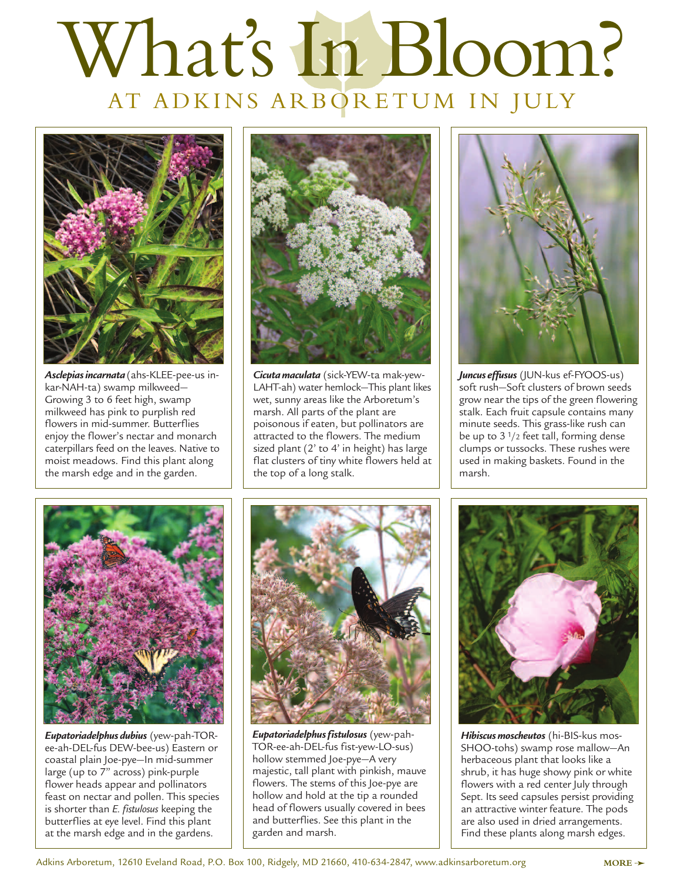# What's In Bloom?

## AT ADKINS ARBORETUM IN JULY

***Asclepias incarnata*** (ahs-KLEE-pee-us in-kar-NAH-ta) swamp milkweed—Growing 3 to 6 feet high, swamp milkweed has pink to purplish red flowers in mid-summer. Butterflies enjoy the flower's nectar and monarch caterpillars feed on the leaves. Native to moist meadows. Find this plant along the marsh edge and in the garden.

***Cicuta maculata*** (sick-YEW-ta mak-yew-LAHT-ah) water hemlock—This plant likes wet, sunny areas like the Arboretum's marsh. All parts of the plant are poisonous if eaten, but pollinators are attracted to the flowers. The medium sized plant (2' to 4' in height) has large flat clusters of tiny white flowers held at the top of a long stalk.

***Juncus effusus*** (JUN-kus ef-FYOOS-us) soft rush—Soft clusters of brown seeds grow near the tips of the green flowering stalk. Each fruit capsule contains many minute seeds. This grass-like rush can be up to 3 1/2 feet tall, forming dense clumps or tussocks. These rushes were used in making baskets. Found in the marsh.

***Eupatoriadelphus dubius*** (yew-pah-TOR-ee-ah-DEL-fus DEW-bee-us) Eastern or coastal plain Joe-pye—In mid-summer large (up to 7" across) pink-purple flower heads appear and pollinators feast on nectar and pollen. This species is shorter than *E. fistulosus* keeping the butterflies at eye level. Find this plant at the marsh edge and in the gardens.

***Eupatoriadelphus fistulosus*** (yew-pah-TOR-ee-ah-DEL-fus fist-yew-LO-sus) hollow stemmed Joe-pye—A very majestic, tall plant with pinkish, mauve flowers. The stems of this Joe-pye are hollow and hold at the tip a rounded head of flowers usually covered in bees and butterflies. See this plant in the garden and marsh.

***Hibiscus moscheutos*** (hi-BIS-kus mos-SHOO-tohs) swamp rose mallow—An herbaceous plant that looks like a shrub, it has huge showy pink or white flowers with a red center July through Sept. Its seed capsules persist providing an attractive winter feature. The pods are also used in dried arrangements. Find these plants along marsh edges.

Adkins Arboretum, 12610 Eveland Road, P.O. Box 100, Ridgely, MD 21660, 410-634-2847, www.adkinsarboretum.org

MORE ➤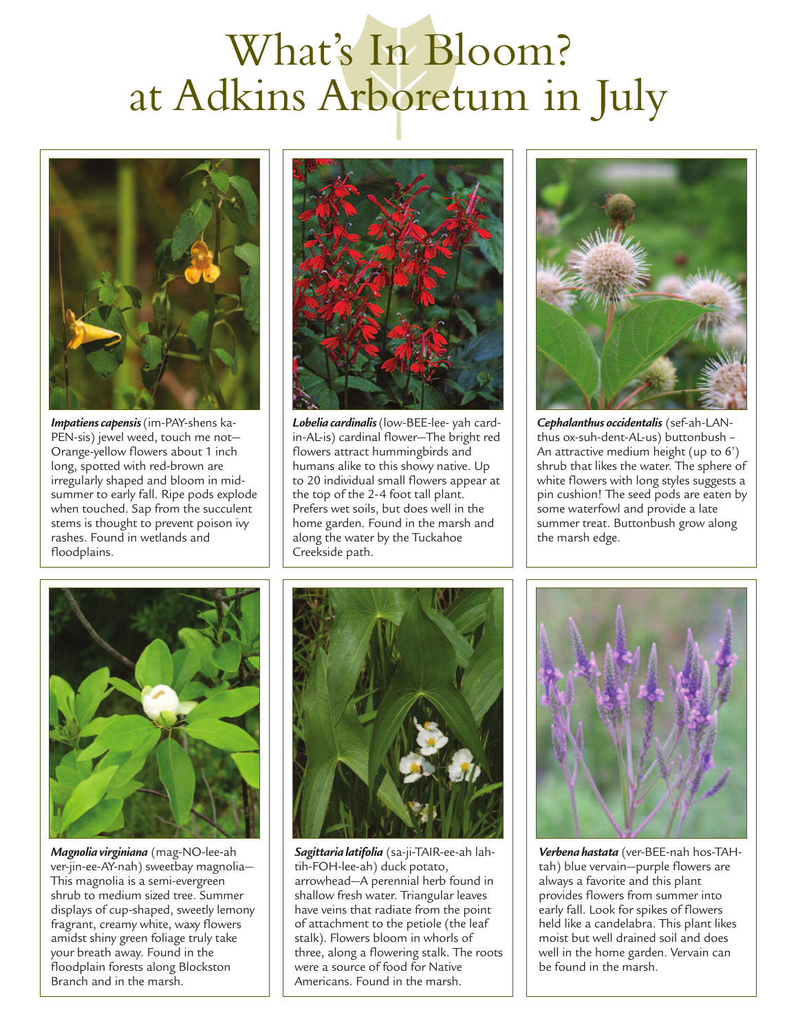# What's In Bloom? at Adkins Arboretum in July

***Impatiens capensis*** (im-PAY-shens ka-PEN-sis) jewel weed, touch me not—Orange-yellow flowers about 1 inch long, spotted with red-brown are irregularly shaped and bloom in mid-summer to early fall. Ripe pods explode when touched. Sap from the succulent stems is thought to prevent poison ivy rashes. Found in wetlands and floodplains.

***Lobelia cardinalis*** (low-BEE-lee- yah card-in-AL-is) cardinal flower—The bright red flowers attract hummingbirds and humans alike to this showy native. Up to 20 individual small flowers appear at the top of the 2-4 foot tall plant. Prefers wet soils, but does well in the home garden. Found in the marsh and along the water by the Tuckahoe Creekside path.

***Cephalanthus occidentalis*** (sef-ah-LAN-thus ox-suh-dent-AL-us) buttonbush – An attractive medium height (up to 6') shrub that likes the water. The sphere of white flowers with long styles suggests a pin cushion! The seed pods are eaten by some waterfowl and provide a late summer treat. Buttonbush grow along the marsh edge.

***Magnolia virginiana*** (mag-NO-lee-ah ver-jin-ee-AY-nah) sweetbay magnolia—This magnolia is a semi-evergreen shrub to medium sized tree. Summer displays of cup-shaped, sweetly lemony fragrant, creamy white, waxy flowers amidst shiny green foliage truly take your breath away. Found in the floodplain forests along Blockston Branch and in the marsh.

***Sagittaria latifolia*** (sa-ji-TAIR-ee-ah lah-tih-FOH-lee-ah) duck potato, arrowhead—A perennial herb found in shallow fresh water. Triangular leaves have veins that radiate from the point of attachment to the petiole (the leaf stalk). Flowers bloom in whorls of three, along a flowering stalk. The roots were a source of food for Native Americans. Found in the marsh.

***Verbena hastata*** (ver-BEE-nah hos-TAH-tah) blue vervain—purple flowers are always a favorite and this plant provides flowers from summer into early fall. Look for spikes of flowers held like a candelabra. This plant likes moist but well drained soil and does well in the home garden. Vervain can be found in the marsh.